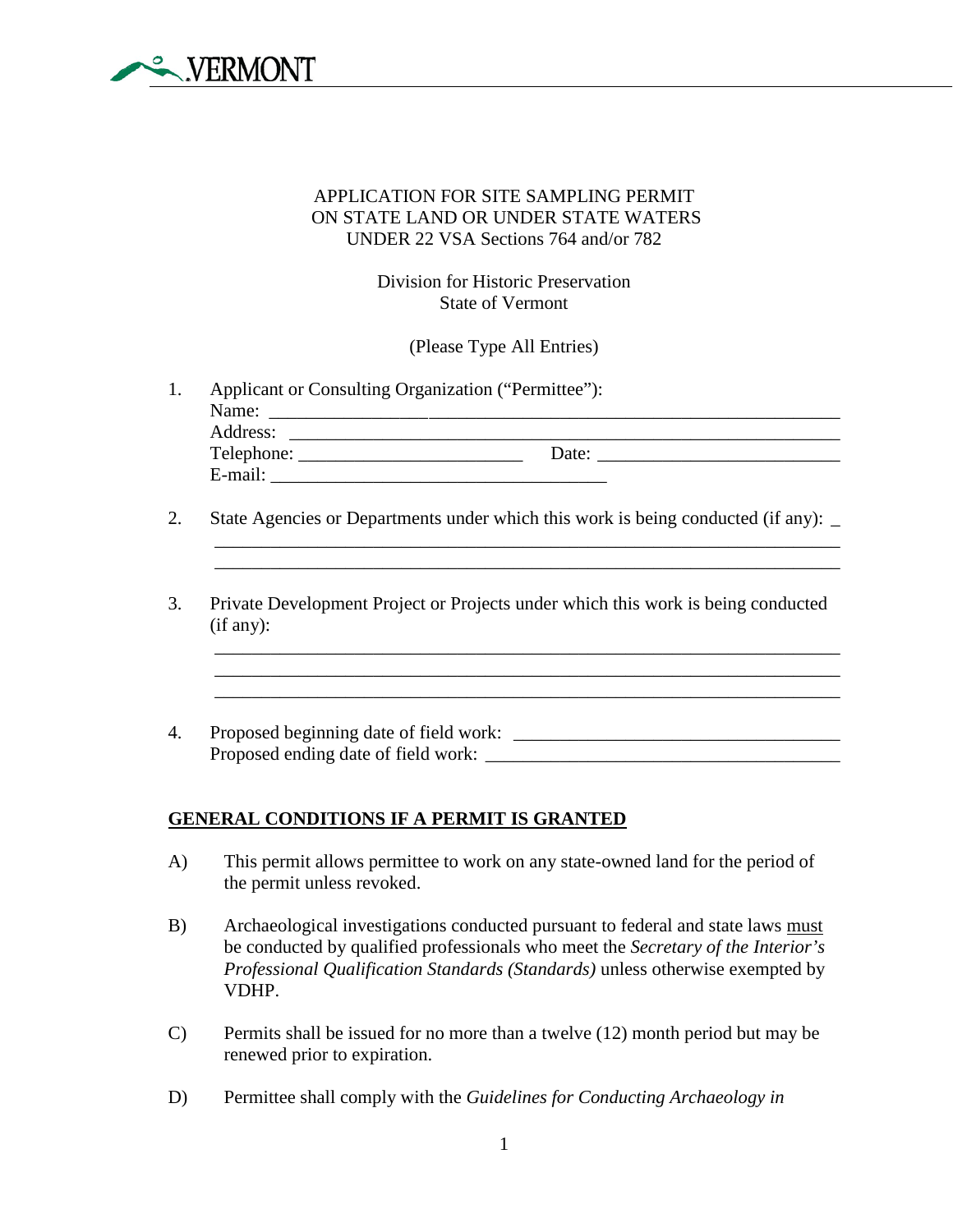VERMONT

APPLICATION FOR SITE SAMPLING PERMIT
ON STATE LAND OR UNDER STATE WATERS
UNDER 22 VSA Sections 764 and/or 782

Division for Historic Preservation
State of Vermont

(Please Type All Entries)

1. Applicant or Consulting Organization ("Permittee"):
   Name: ______________________________________________________________
   Address: ____________________________________________________________
   Telephone: ________________________ Date: __________________________
   E-mail: ____________________________________

2. State Agencies or Departments under which this work is being conducted (if any): _
   ____________________________________________________________________
   ____________________________________________________________________

3. Private Development Project or Projects under which this work is being conducted (if any):
   ____________________________________________________________________
   ____________________________________________________________________
   ____________________________________________________________________

4. Proposed beginning date of field work: __________________________________
   Proposed ending date of field work: _____________________________________

**GENERAL CONDITIONS IF A PERMIT IS GRANTED**

A) This permit allows permittee to work on any state-owned land for the period of the permit unless revoked.

B) Archaeological investigations conducted pursuant to federal and state laws must be conducted by qualified professionals who meet the *Secretary of the Interior's Professional Qualification Standards (Standards)* unless otherwise exempted by VDHP.

C) Permits shall be issued for no more than a twelve (12) month period but may be renewed prior to expiration.

D) Permittee shall comply with the *Guidelines for Conducting Archaeology in*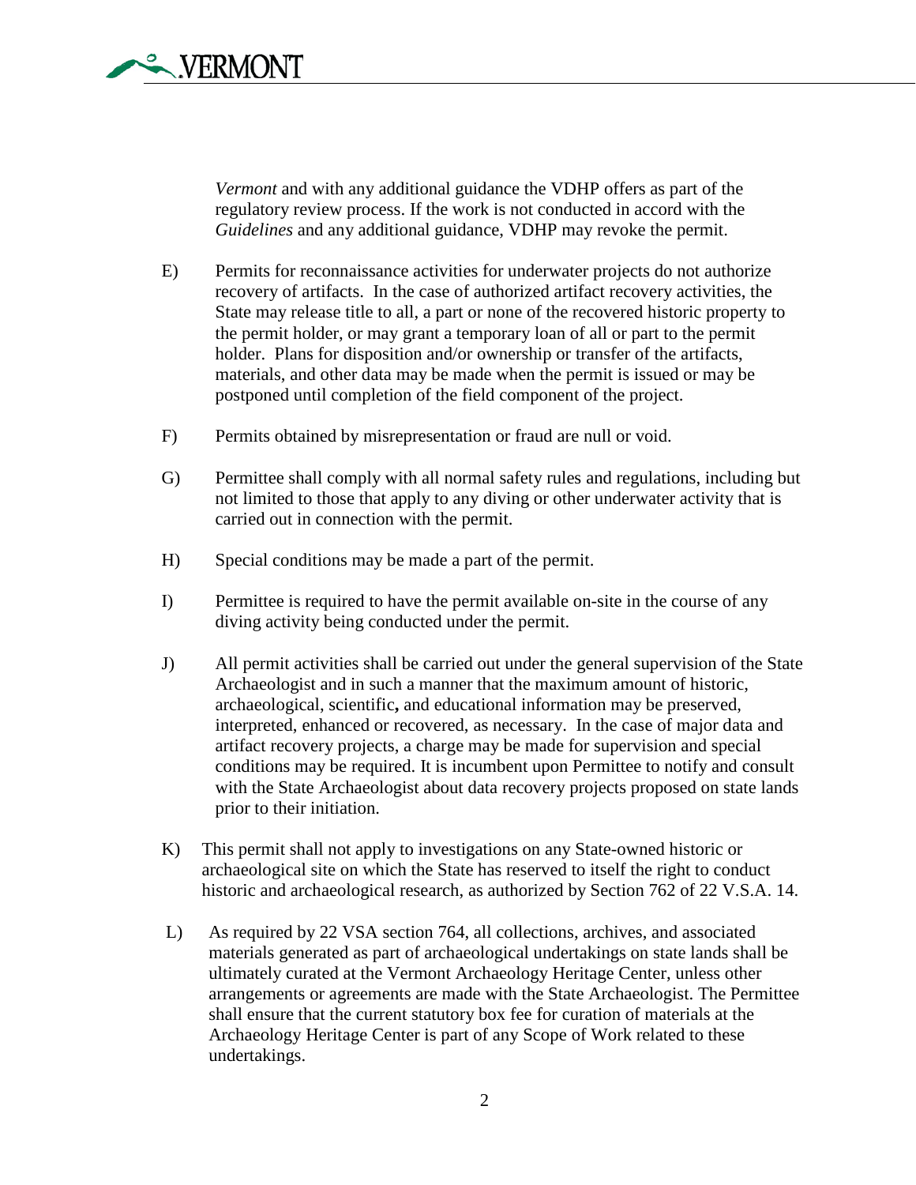*Vermont* and with any additional guidance the VDHP offers as part of the regulatory review process. If the work is not conducted in accord with the *Guidelines* and any additional guidance, VDHP may revoke the permit.

E) Permits for reconnaissance activities for underwater projects do not authorize recovery of artifacts. In the case of authorized artifact recovery activities, the State may release title to all, a part or none of the recovered historic property to the permit holder, or may grant a temporary loan of all or part to the permit holder. Plans for disposition and/or ownership or transfer of the artifacts, materials, and other data may be made when the permit is issued or may be postponed until completion of the field component of the project.

F) Permits obtained by misrepresentation or fraud are null or void.

G) Permittee shall comply with all normal safety rules and regulations, including but not limited to those that apply to any diving or other underwater activity that is carried out in connection with the permit.

H) Special conditions may be made a part of the permit.

I) Permittee is required to have the permit available on-site in the course of any diving activity being conducted under the permit.

J) All permit activities shall be carried out under the general supervision of the State Archaeologist and in such a manner that the maximum amount of historic, archaeological, scientific**,** and educational information may be preserved, interpreted, enhanced or recovered, as necessary. In the case of major data and artifact recovery projects, a charge may be made for supervision and special conditions may be required. It is incumbent upon Permittee to notify and consult with the State Archaeologist about data recovery projects proposed on state lands prior to their initiation.

K) This permit shall not apply to investigations on any State-owned historic or archaeological site on which the State has reserved to itself the right to conduct historic and archaeological research, as authorized by Section 762 of 22 V.S.A. 14.

L) As required by 22 VSA section 764, all collections, archives, and associated materials generated as part of archaeological undertakings on state lands shall be ultimately curated at the Vermont Archaeology Heritage Center, unless other arrangements or agreements are made with the State Archaeologist. The Permittee shall ensure that the current statutory box fee for curation of materials at the Archaeology Heritage Center is part of any Scope of Work related to these undertakings.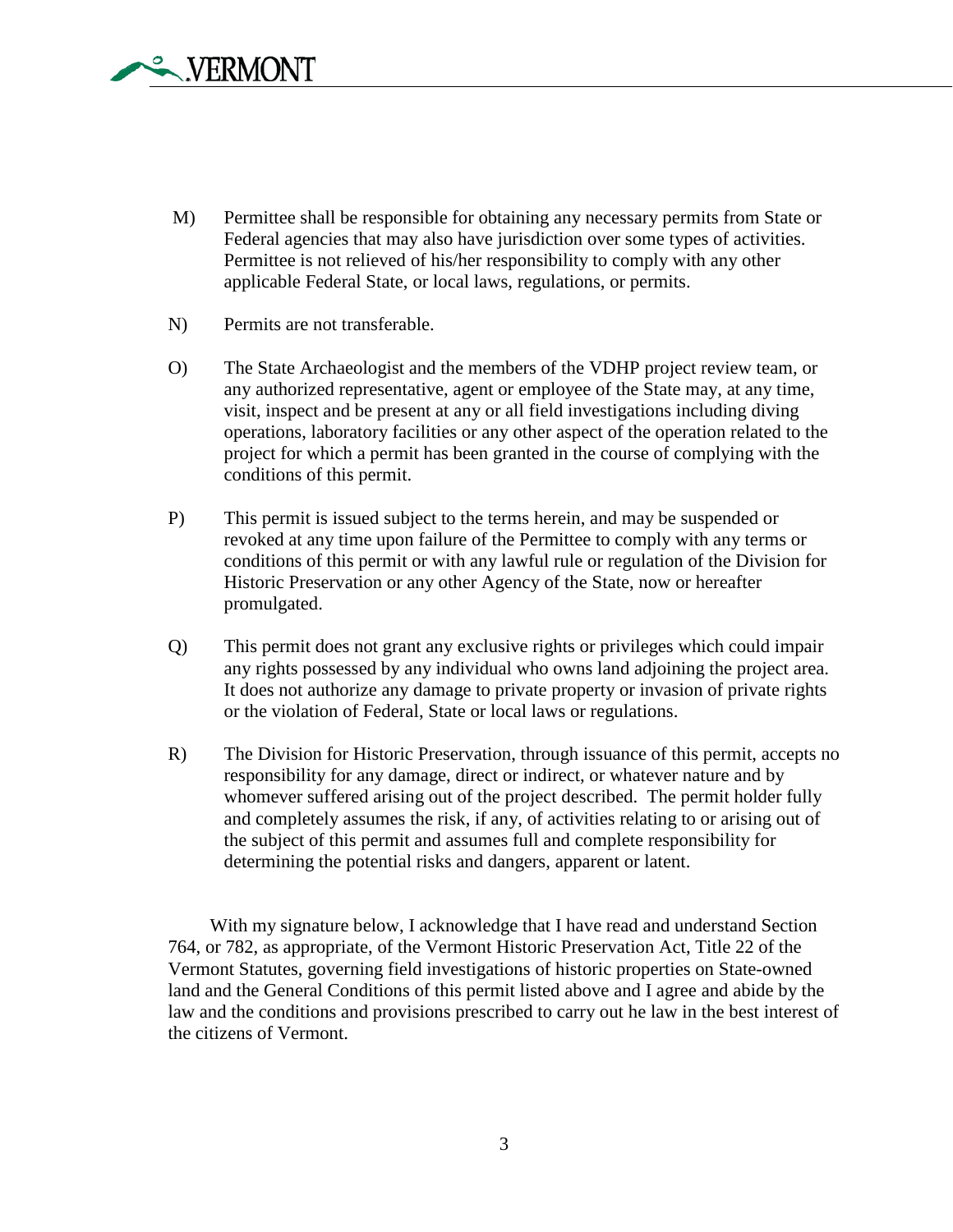M) Permittee shall be responsible for obtaining any necessary permits from State or Federal agencies that may also have jurisdiction over some types of activities. Permittee is not relieved of his/her responsibility to comply with any other applicable Federal State, or local laws, regulations, or permits.

N) Permits are not transferable.

O) The State Archaeologist and the members of the VDHP project review team, or any authorized representative, agent or employee of the State may, at any time, visit, inspect and be present at any or all field investigations including diving operations, laboratory facilities or any other aspect of the operation related to the project for which a permit has been granted in the course of complying with the conditions of this permit.

P) This permit is issued subject to the terms herein, and may be suspended or revoked at any time upon failure of the Permittee to comply with any terms or conditions of this permit or with any lawful rule or regulation of the Division for Historic Preservation or any other Agency of the State, now or hereafter promulgated.

Q) This permit does not grant any exclusive rights or privileges which could impair any rights possessed by any individual who owns land adjoining the project area. It does not authorize any damage to private property or invasion of private rights or the violation of Federal, State or local laws or regulations.

R) The Division for Historic Preservation, through issuance of this permit, accepts no responsibility for any damage, direct or indirect, or whatever nature and by whomever suffered arising out of the project described. The permit holder fully and completely assumes the risk, if any, of activities relating to or arising out of the subject of this permit and assumes full and complete responsibility for determining the potential risks and dangers, apparent or latent.

With my signature below, I acknowledge that I have read and understand Section 764, or 782, as appropriate, of the Vermont Historic Preservation Act, Title 22 of the Vermont Statutes, governing field investigations of historic properties on State-owned land and the General Conditions of this permit listed above and I agree and abide by the law and the conditions and provisions prescribed to carry out he law in the best interest of the citizens of Vermont.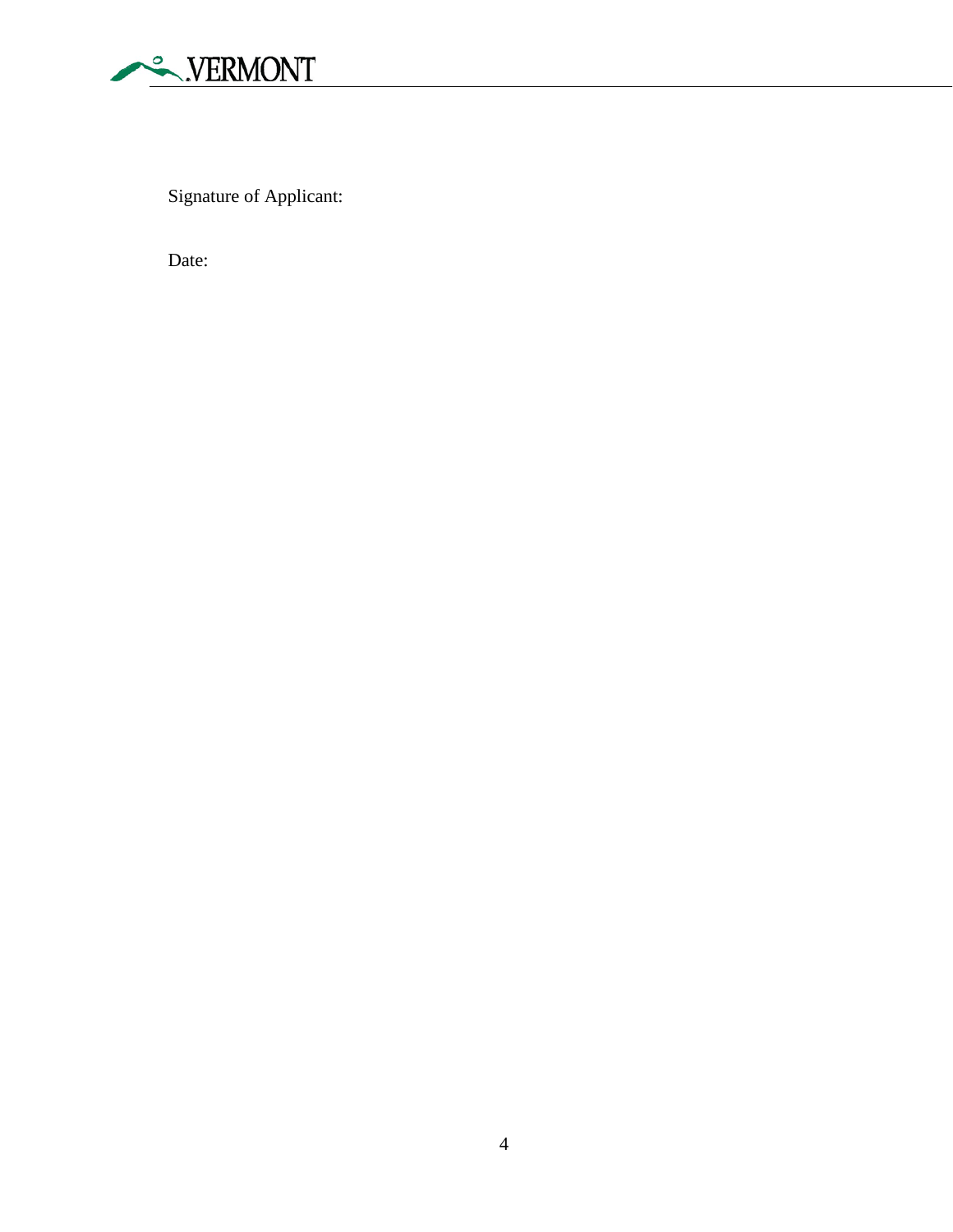Signature of Applicant:

Date: